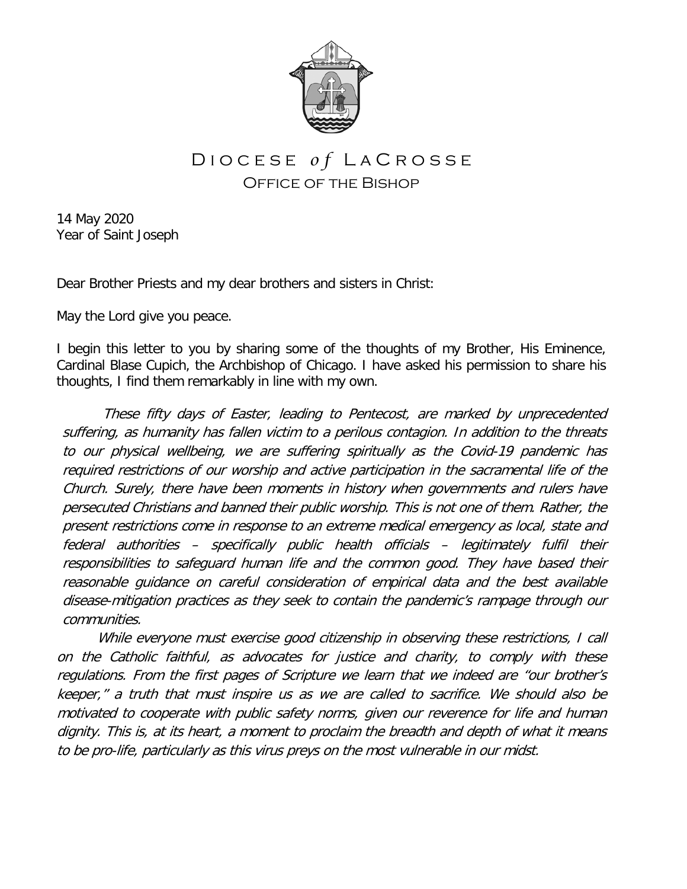# DIOCESE *of* LACROSSE

## OFFICE OF THE BISHOP

14 May 2020
Year of Saint Joseph

Dear Brother Priests and my dear brothers and sisters in Christ:

May the Lord give you peace.

I begin this letter to you by sharing some of the thoughts of my Brother, His Eminence, Cardinal Blase Cupich, the Archbishop of Chicago. I have asked his permission to share his thoughts, I find them remarkably in line with my own.

*These fifty days of Easter, leading to Pentecost, are marked by unprecedented suffering, as humanity has fallen victim to a perilous contagion. In addition to the threats to our physical wellbeing, we are suffering spiritually as the Covid-19 pandemic has required restrictions of our worship and active participation in the sacramental life of the Church. Surely, there have been moments in history when governments and rulers have persecuted Christians and banned their public worship. This is not one of them. Rather, the present restrictions come in response to an extreme medical emergency as local, state and federal authorities – specifically public health officials – legitimately fulfil their responsibilities to safeguard human life and the common good. They have based their reasonable guidance on careful consideration of empirical data and the best available disease-mitigation practices as they seek to contain the pandemic's rampage through our communities.*

*While everyone must exercise good citizenship in observing these restrictions, I call on the Catholic faithful, as advocates for justice and charity, to comply with these regulations. From the first pages of Scripture we learn that we indeed are "our brother's keeper," a truth that must inspire us as we are called to sacrifice. We should also be motivated to cooperate with public safety norms, given our reverence for life and human dignity. This is, at its heart, a moment to proclaim the breadth and depth of what it means to be pro-life, particularly as this virus preys on the most vulnerable in our midst.*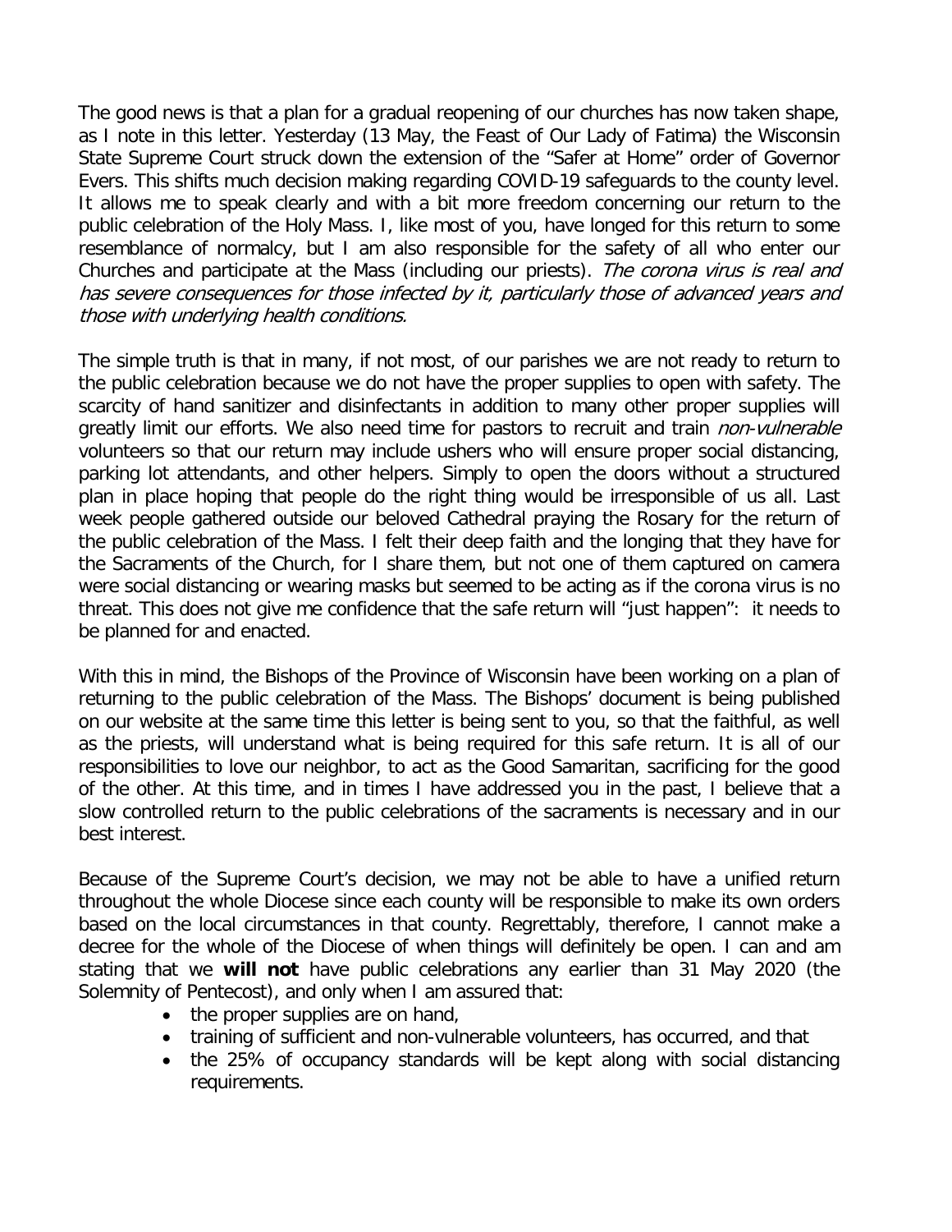The good news is that a plan for a gradual reopening of our churches has now taken shape, as I note in this letter. Yesterday (13 May, the Feast of Our Lady of Fatima) the Wisconsin State Supreme Court struck down the extension of the "Safer at Home" order of Governor Evers. This shifts much decision making regarding COVID-19 safeguards to the county level. It allows me to speak clearly and with a bit more freedom concerning our return to the public celebration of the Holy Mass. I, like most of you, have longed for this return to some resemblance of normalcy, but I am also responsible for the safety of all who enter our Churches and participate at the Mass (including our priests). *The corona virus is real and has severe consequences for those infected by it, particularly those of advanced years and those with underlying health conditions.*

The simple truth is that in many, if not most, of our parishes we are not ready to return to the public celebration because we do not have the proper supplies to open with safety. The scarcity of hand sanitizer and disinfectants in addition to many other proper supplies will greatly limit our efforts. We also need time for pastors to recruit and train *non-vulnerable* volunteers so that our return may include ushers who will ensure proper social distancing, parking lot attendants, and other helpers. Simply to open the doors without a structured plan in place hoping that people do the right thing would be irresponsible of us all. Last week people gathered outside our beloved Cathedral praying the Rosary for the return of the public celebration of the Mass. I felt their deep faith and the longing that they have for the Sacraments of the Church, for I share them, but not one of them captured on camera were social distancing or wearing masks but seemed to be acting as if the corona virus is no threat. This does not give me confidence that the safe return will "just happen": it needs to be planned for and enacted.

With this in mind, the Bishops of the Province of Wisconsin have been working on a plan of returning to the public celebration of the Mass. The Bishops' document is being published on our website at the same time this letter is being sent to you, so that the faithful, as well as the priests, will understand what is being required for this safe return. It is all of our responsibilities to love our neighbor, to act as the Good Samaritan, sacrificing for the good of the other. At this time, and in times I have addressed you in the past, I believe that a slow controlled return to the public celebrations of the sacraments is necessary and in our best interest.

Because of the Supreme Court's decision, we may not be able to have a unified return throughout the whole Diocese since each county will be responsible to make its own orders based on the local circumstances in that county. Regrettably, therefore, I cannot make a decree for the whole of the Diocese of when things will definitely be open. I can and am stating that we **will not** have public celebrations any earlier than 31 May 2020 (the Solemnity of Pentecost), and only when I am assured that:

- the proper supplies are on hand,
- training of sufficient and non-vulnerable volunteers, has occurred, and that
- the 25% of occupancy standards will be kept along with social distancing requirements.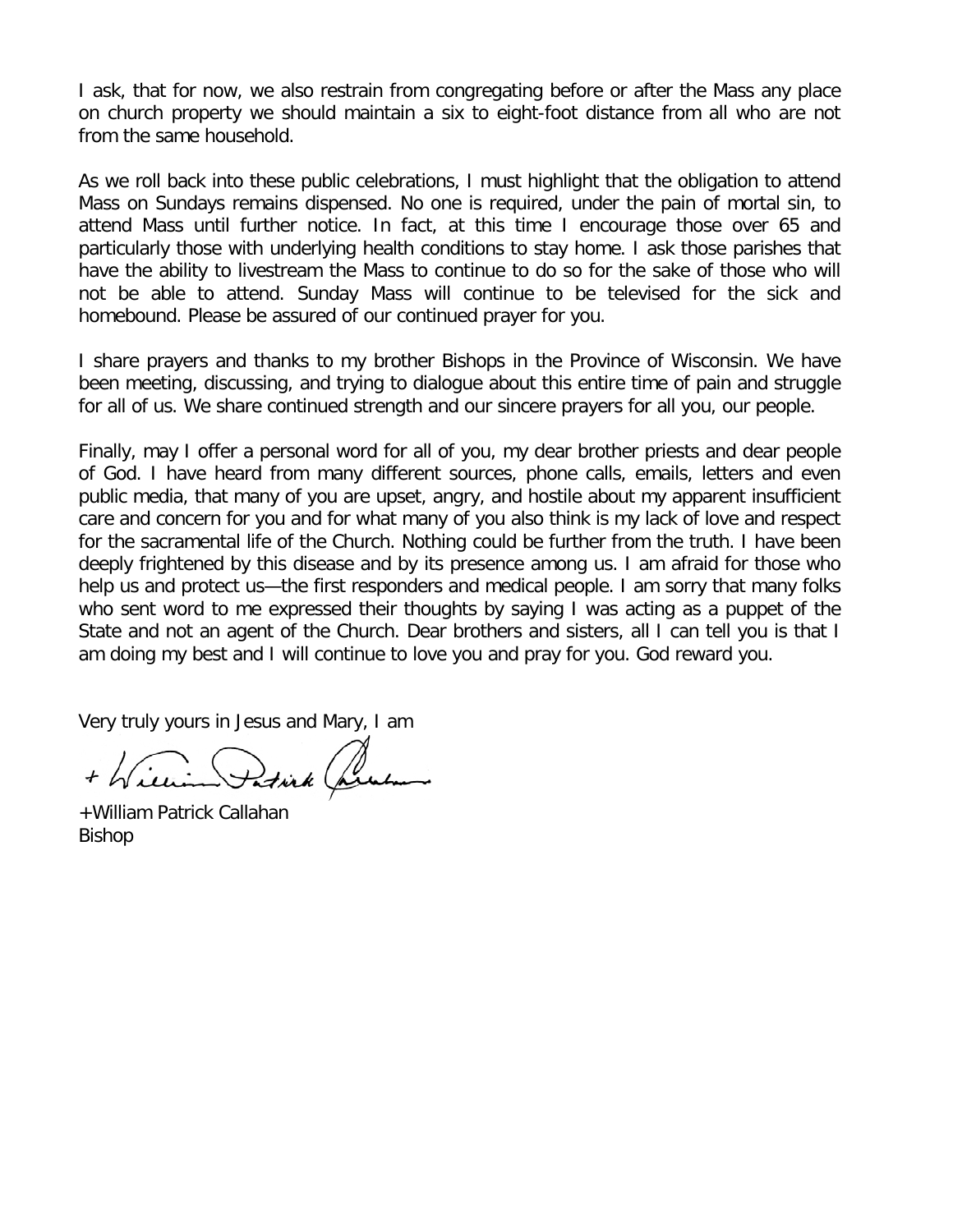I ask, that for now, we also restrain from congregating before or after the Mass any place on church property we should maintain a six to eight-foot distance from all who are not from the same household.

As we roll back into these public celebrations, I must highlight that the obligation to attend Mass on Sundays remains dispensed. No one is required, under the pain of mortal sin, to attend Mass until further notice. In fact, at this time I encourage those over 65 and particularly those with underlying health conditions to stay home. I ask those parishes that have the ability to livestream the Mass to continue to do so for the sake of those who will not be able to attend. Sunday Mass will continue to be televised for the sick and homebound. Please be assured of our continued prayer for you.

I share prayers and thanks to my brother Bishops in the Province of Wisconsin. We have been meeting, discussing, and trying to dialogue about this entire time of pain and struggle for all of us. We share continued strength and our sincere prayers for all you, our people.

Finally, may I offer a personal word for all of you, my dear brother priests and dear people of God. I have heard from many different sources, phone calls, emails, letters and even public media, that many of you are upset, angry, and hostile about my apparent insufficient care and concern for you and for what many of you also think is my lack of love and respect for the sacramental life of the Church. Nothing could be further from the truth. I have been deeply frightened by this disease and by its presence among us. I am afraid for those who help us and protect us—the first responders and medical people. I am sorry that many folks who sent word to me expressed their thoughts by saying I was acting as a puppet of the State and not an agent of the Church. Dear brothers and sisters, all I can tell you is that I am doing my best and I will continue to love you and pray for you. God reward you.

Very truly yours in Jesus and Mary, I am

+William Patrick Callahan
Bishop